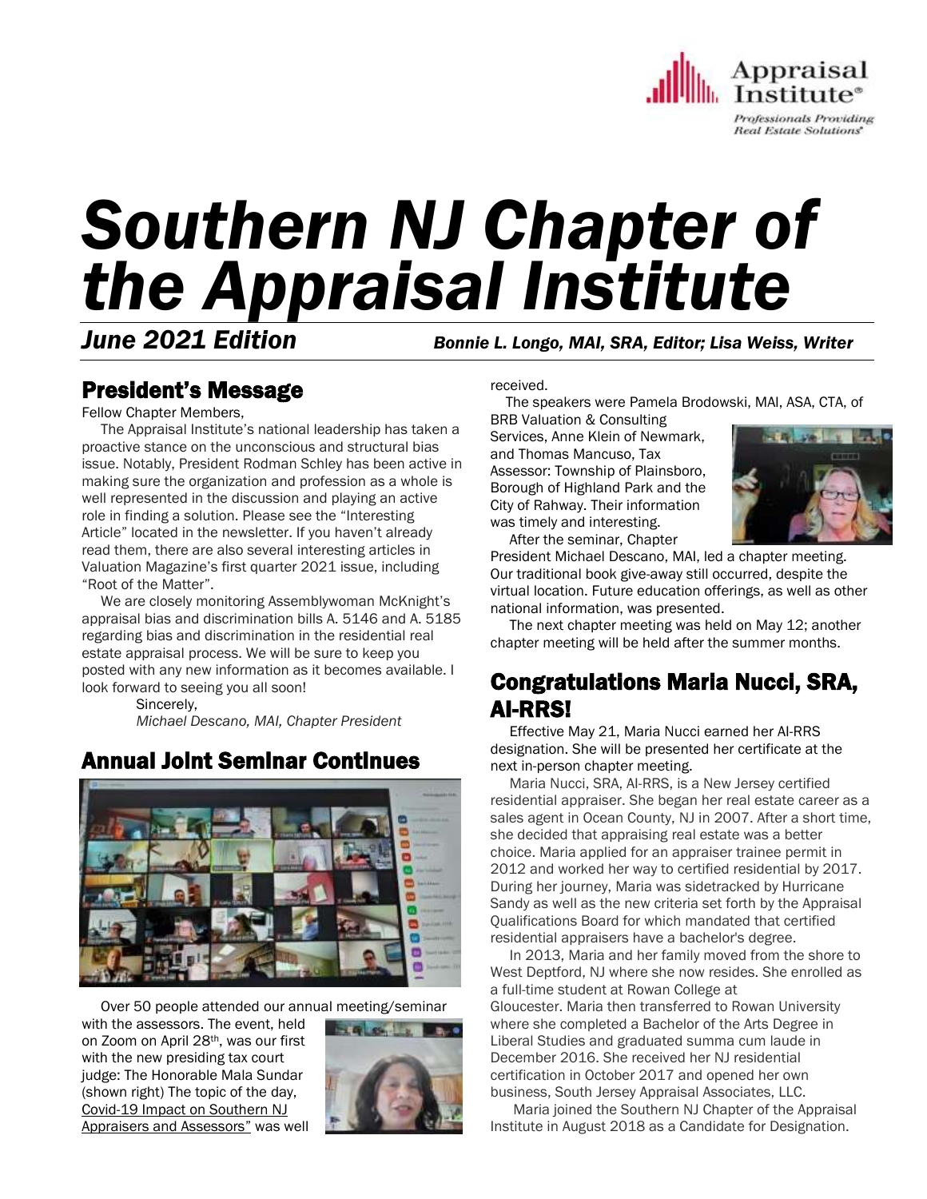Appraisal Institute®

*Professionals Providing Real Estate Solutions*

# *Southern NJ Chapter of the Appraisal Institute*

***June 2021 Edition*** ***Bonnie L. Longo, MAI, SRA, Editor; Lisa Weiss, Writer***

## President's Message

Fellow Chapter Members,

The Appraisal Institute's national leadership has taken a proactive stance on the unconscious and structural bias issue. Notably, President Rodman Schley has been active in making sure the organization and profession as a whole is well represented in the discussion and playing an active role in finding a solution. Please see the "Interesting Article" located in the newsletter. If you haven't already read them, there are also several interesting articles in Valuation Magazine's first quarter 2021 issue, including "Root of the Matter".

We are closely monitoring Assemblywoman McKnight's appraisal bias and discrimination bills A. 5146 and A. 5185 regarding bias and discrimination in the residential real estate appraisal process. We will be sure to keep you posted with any new information as it becomes available. I look forward to seeing you all soon!

Sincerely,

*Michael Descano, MAI, Chapter President*

## Annual Joint Seminar Continues

Over 50 people attended our annual meeting/seminar with the assessors. The event, held on Zoom on April 28th, was our first with the new presiding tax court judge: The Honorable Mala Sundar (shown right) The topic of the day, Covid-19 Impact on Southern NJ Appraisers and Assessors" was well received.

The speakers were Pamela Brodowski, MAI, ASA, CTA, of BRB Valuation & Consulting Services, Anne Klein of Newmark, and Thomas Mancuso, Tax Assessor: Township of Plainsboro, Borough of Highland Park and the City of Rahway. Their information was timely and interesting.

After the seminar, Chapter President Michael Descano, MAI, led a chapter meeting. Our traditional book give-away still occurred, despite the virtual location. Future education offerings, as well as other national information, was presented.

The next chapter meeting was held on May 12; another chapter meeting will be held after the summer months.

## Congratulations Maria Nucci, SRA, AI-RRS!

Effective May 21, Maria Nucci earned her AI-RRS designation. She will be presented her certificate at the next in-person chapter meeting.

Maria Nucci, SRA, AI-RRS, is a New Jersey certified residential appraiser. She began her real estate career as a sales agent in Ocean County, NJ in 2007. After a short time, she decided that appraising real estate was a better choice. Maria applied for an appraiser trainee permit in 2012 and worked her way to certified residential by 2017. During her journey, Maria was sidetracked by Hurricane Sandy as well as the new criteria set forth by the Appraisal Qualifications Board for which mandated that certified residential appraisers have a bachelor's degree.

In 2013, Maria and her family moved from the shore to West Deptford, NJ where she now resides. She enrolled as a full-time student at Rowan College at Gloucester. Maria then transferred to Rowan University where she completed a Bachelor of the Arts Degree in Liberal Studies and graduated summa cum laude in December 2016. She received her NJ residential certification in October 2017 and opened her own business, South Jersey Appraisal Associates, LLC.

Maria joined the Southern NJ Chapter of the Appraisal Institute in August 2018 as a Candidate for Designation.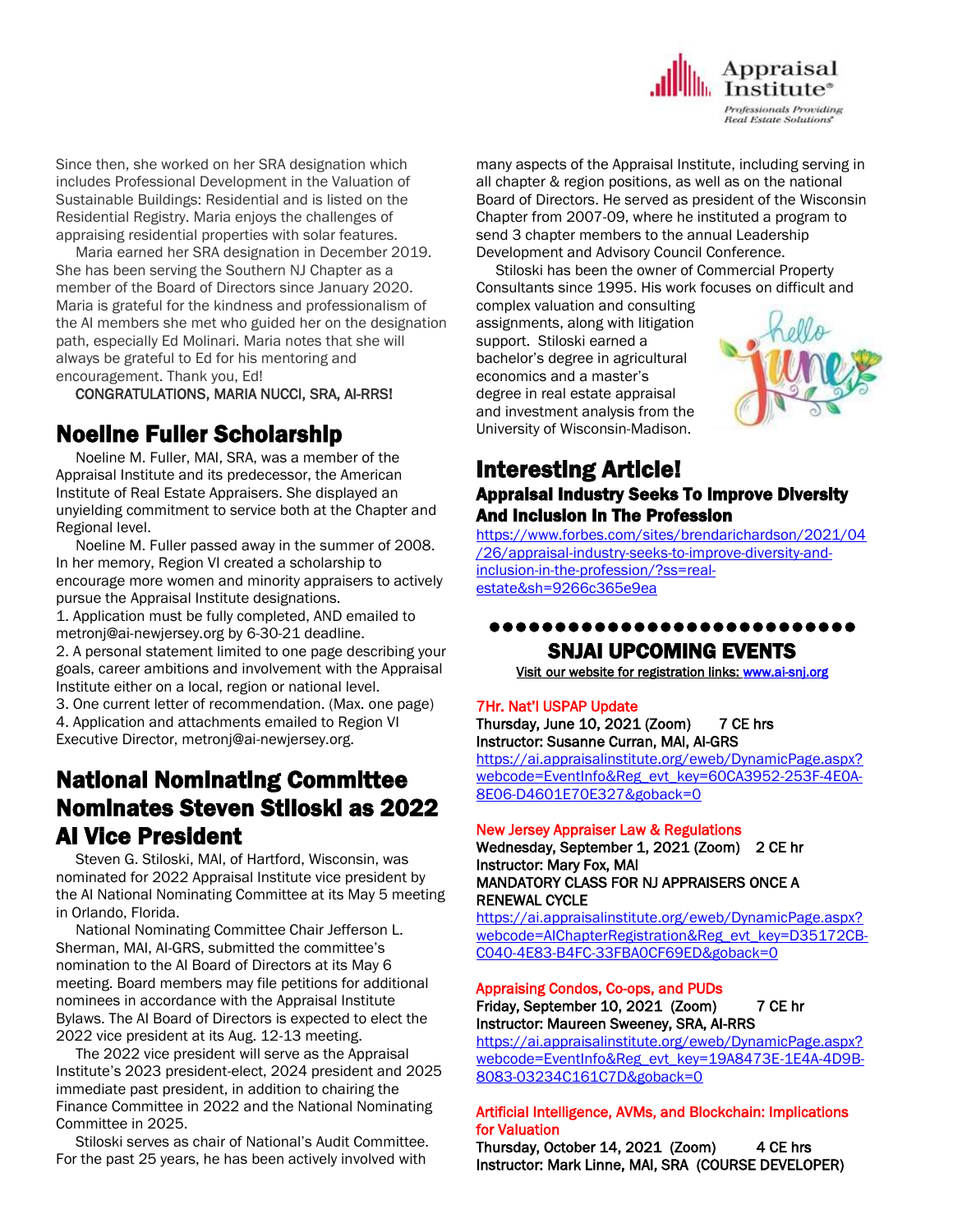Since then, she worked on her SRA designation which includes Professional Development in the Valuation of Sustainable Buildings: Residential and is listed on the Residential Registry. Maria enjoys the challenges of appraising residential properties with solar features.

Maria earned her SRA designation in December 2019. She has been serving the Southern NJ Chapter as a member of the Board of Directors since January 2020. Maria is grateful for the kindness and professionalism of the AI members she met who guided her on the designation path, especially Ed Molinari. Maria notes that she will always be grateful to Ed for his mentoring and encouragement. Thank you, Ed!

CONGRATULATIONS, MARIA NUCCI, SRA, AI-RRS!

## Noeline Fuller Scholarship

Noeline M. Fuller, MAI, SRA, was a member of the Appraisal Institute and its predecessor, the American Institute of Real Estate Appraisers. She displayed an unyielding commitment to service both at the Chapter and Regional level.

Noeline M. Fuller passed away in the summer of 2008. In her memory, Region VI created a scholarship to encourage more women and minority appraisers to actively pursue the Appraisal Institute designations.

1. Application must be fully completed, AND emailed to metronj@ai-newjersey.org by 6-30-21 deadline.
2. A personal statement limited to one page describing your goals, career ambitions and involvement with the Appraisal Institute either on a local, region or national level.
3. One current letter of recommendation. (Max. one page)
4. Application and attachments emailed to Region VI Executive Director, metronj@ai-newjersey.org.

## National Nominating Committee Nominates Steven Stiloski as 2022 AI Vice President

Steven G. Stiloski, MAI, of Hartford, Wisconsin, was nominated for 2022 Appraisal Institute vice president by the AI National Nominating Committee at its May 5 meeting in Orlando, Florida.

National Nominating Committee Chair Jefferson L. Sherman, MAI, AI-GRS, submitted the committee's nomination to the AI Board of Directors at its May 6 meeting. Board members may file petitions for additional nominees in accordance with the Appraisal Institute Bylaws. The AI Board of Directors is expected to elect the 2022 vice president at its Aug. 12-13 meeting.

The 2022 vice president will serve as the Appraisal Institute's 2023 president-elect, 2024 president and 2025 immediate past president, in addition to chairing the Finance Committee in 2022 and the National Nominating Committee in 2025.

Stiloski serves as chair of National's Audit Committee. For the past 25 years, he has been actively involved with many aspects of the Appraisal Institute, including serving in all chapter & region positions, as well as on the national Board of Directors. He served as president of the Wisconsin Chapter from 2007-09, where he instituted a program to send 3 chapter members to the annual Leadership Development and Advisory Council Conference.

Stiloski has been the owner of Commercial Property Consultants since 1995. His work focuses on difficult and complex valuation and consulting assignments, along with litigation support. Stiloski earned a bachelor's degree in agricultural economics and a master's degree in real estate appraisal and investment analysis from the University of Wisconsin-Madison.

## Interesting Article!

### Appraisal Industry Seeks To Improve Diversity And Inclusion In The Profession

https://www.forbes.com/sites/brendarichardson/2021/04/26/appraisal-industry-seeks-to-improve-diversity-and-inclusion-in-the-profession/?ss=real-estate&sh=9266c365e9ea

●●●●●●●●●●●●●●●●●●●●●●●●●●●●

## SNJAI UPCOMING EVENTS

Visit our website for registration links: www.ai-snj.org

**7Hr. Nat'l USPAP Update**
Thursday, June 10, 2021 (Zoom) 7 CE hrs
Instructor: Susanne Curran, MAI, AI-GRS
https://ai.appraisalinstitute.org/eweb/DynamicPage.aspx?webcode=EventInfo&Reg_evt_key=60CA3952-253F-4E0A-8E06-D4601E70E327&goback=0

**New Jersey Appraiser Law & Regulations**
Wednesday, September 1, 2021 (Zoom) 2 CE hr
Instructor: Mary Fox, MAI
MANDATORY CLASS FOR NJ APPRAISERS ONCE A RENEWAL CYCLE
https://ai.appraisalinstitute.org/eweb/DynamicPage.aspx?webcode=AIChapterRegistration&Reg_evt_key=D35172CB-C040-4E83-B4FC-33FBA0CF69ED&goback=0

**Appraising Condos, Co-ops, and PUDs**
Friday, September 10, 2021 (Zoom) 7 CE hr
Instructor: Maureen Sweeney, SRA, AI-RRS
https://ai.appraisalinstitute.org/eweb/DynamicPage.aspx?webcode=EventInfo&Reg_evt_key=19A8473E-1E4A-4D9B-8083-03234C161C7D&goback=0

**Artificial Intelligence, AVMs, and Blockchain: Implications for Valuation**
Thursday, October 14, 2021 (Zoom) 4 CE hrs
Instructor: Mark Linne, MAI, SRA (COURSE DEVELOPER)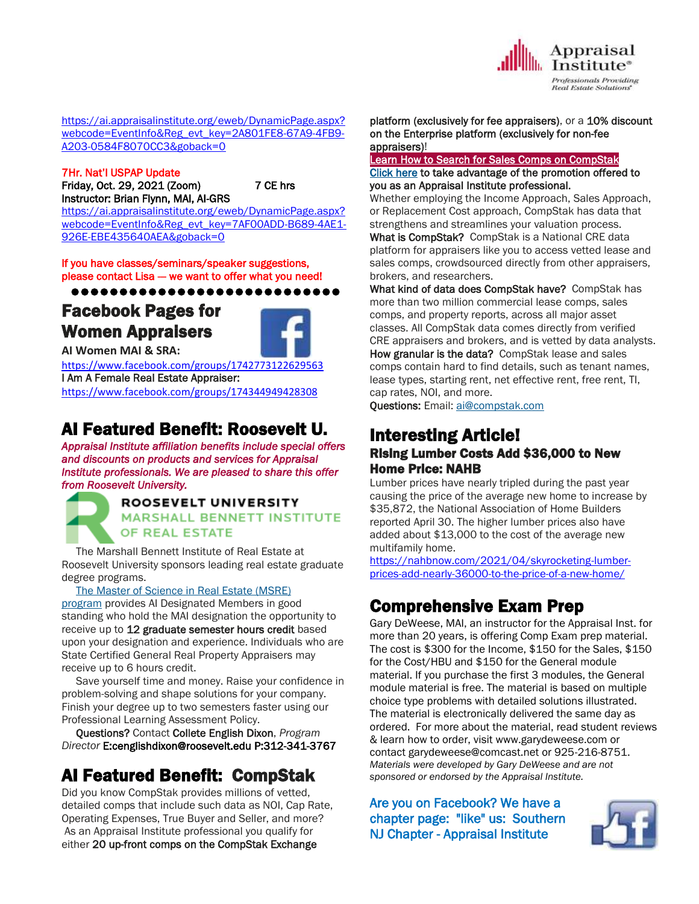https://ai.appraisalinstitute.org/eweb/DynamicPage.aspx?webcode=EventInfo&Reg_evt_key=2A801FE8-67A9-4FB9-A203-0584F8070CC3&goback=0

7Hr. Nat'l USPAP Update
**Friday, Oct. 29, 2021 (Zoom) 7 CE hrs**
**Instructor: Brian Flynn, MAI, AI-GRS**
https://ai.appraisalinstitute.org/eweb/DynamicPage.aspx?webcode=EventInfo&Reg_evt_key=7AF00ADD-B689-4AE1-926E-EBE435640AEA&goback=0

If you have classes/seminars/speaker suggestions, please contact Lisa — we want to offer what you need!

## Facebook Pages for Women Appraisers

**AI Women MAI & SRA:**
https://www.facebook.com/groups/1742773122629563
**I Am A Female Real Estate Appraiser:**
https://www.facebook.com/groups/174344949428308

## AI Featured Benefit: Roosevelt U.

*Appraisal Institute affiliation benefits include special offers and discounts on products and services for Appraisal Institute professionals. We are pleased to share this offer from Roosevelt University.*

ROOSEVELT UNIVERSITY
MARSHALL BENNETT INSTITUTE OF REAL ESTATE

The Marshall Bennett Institute of Real Estate at Roosevelt University sponsors leading real estate graduate degree programs.

The Master of Science in Real Estate (MSRE) program provides AI Designated Members in good standing who hold the MAI designation the opportunity to receive up to **12 graduate semester hours credit** based upon your designation and experience. Individuals who are State Certified General Real Property Appraisers may receive up to 6 hours credit.

Save yourself time and money. Raise your confidence in problem-solving and shape solutions for your company. Finish your degree up to two semesters faster using our Professional Learning Assessment Policy.

**Questions?** Contact **Collete English Dixon**, *Program Director* **E:cenglishdixon@roosevelt.edu P:312-341-3767**

## AI Featured Benefit: CompStak

Did you know CompStak provides millions of vetted, detailed comps that include such data as NOI, Cap Rate, Operating Expenses, True Buyer and Seller, and more? As an Appraisal Institute professional you qualify for either **20 up-front comps on the CompStak Exchange platform (exclusively for fee appraisers)**, or a **10% discount on the Enterprise platform (exclusively for non-fee appraisers)**!

Learn How to Search for Sales Comps on CompStak

Click here **to take advantage of the promotion offered to you as an Appraisal Institute professional.**

Whether employing the Income Approach, Sales Approach, or Replacement Cost approach, CompStak has data that strengthens and streamlines your valuation process.

**What is CompStak?** CompStak is a National CRE data platform for appraisers like you to access vetted lease and sales comps, crowdsourced directly from other appraisers, brokers, and researchers.

**What kind of data does CompStak have?** CompStak has more than two million commercial lease comps, sales comps, and property reports, across all major asset classes. All CompStak data comes directly from verified CRE appraisers and brokers, and is vetted by data analysts.

**How granular is the data?** CompStak lease and sales comps contain hard to find details, such as tenant names, lease types, starting rent, net effective rent, free rent, TI, cap rates, NOI, and more.

**Questions:** Email: ai@compstak.com

## Interesting Article!

### Rising Lumber Costs Add $36,000 to New Home Price: NAHB

Lumber prices have nearly tripled during the past year causing the price of the average new home to increase by $35,872, the National Association of Home Builders reported April 30. The higher lumber prices also have added about $13,000 to the cost of the average new multifamily home.
https://nahbnow.com/2021/04/skyrocketing-lumber-prices-add-nearly-36000-to-the-price-of-a-new-home/

## Comprehensive Exam Prep

Gary DeWeese, MAI, an instructor for the Appraisal Inst. for more than 20 years, is offering Comp Exam prep material. The cost is $300 for the Income, $150 for the Sales, $150 for the Cost/HBU and $150 for the General module material. If you purchase the first 3 modules, the General module material is free. The material is based on multiple choice type problems with detailed solutions illustrated. The material is electronically delivered the same day as ordered. For more about the material, read student reviews & learn how to order, visit www.garydeweese.com or contact garydeweese@comcast.net or 925-216-8751.
*Materials were developed by Gary DeWeese and are not sponsored or endorsed by the Appraisal Institute.*

Are you on Facebook? We have a chapter page: "like" us: Southern NJ Chapter - Appraisal Institute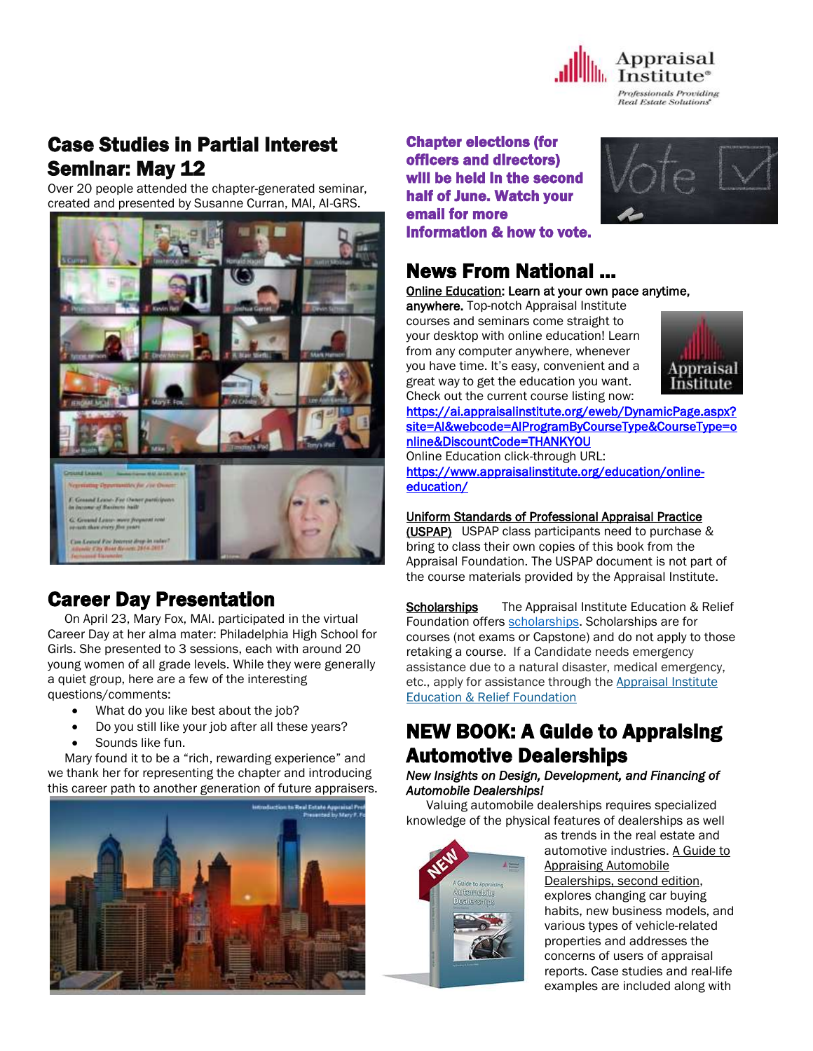## Case Studies in Partial Interest Seminar: May 12

Over 20 people attended the chapter-generated seminar, created and presented by Susanne Curran, MAI, AI-GRS.

## Career Day Presentation

On April 23, Mary Fox, MAI. participated in the virtual Career Day at her alma mater: Philadelphia High School for Girls. She presented to 3 sessions, each with around 20 young women of all grade levels. While they were generally a quiet group, here are a few of the interesting questions/comments:

- What do you like best about the job?
- Do you still like your job after all these years?
- Sounds like fun.

Mary found it to be a "rich, rewarding experience" and we thank her for representing the chapter and introducing this career path to another generation of future appraisers.

**Chapter elections (for officers and directors) will be held in the second half of June. Watch your email for more information & how to vote.**

## News From National ...

Online Education: **Learn at your own pace anytime, anywhere.** Top-notch Appraisal Institute courses and seminars come straight to your desktop with online education! Learn from any computer anywhere, whenever you have time. It's easy, convenient and a great way to get the education you want. Check out the current course listing now: https://ai.appraisalinstitute.org/eweb/DynamicPage.aspx?site=AI&webcode=AIProgramByCourseType&CourseType=online&DiscountCode=THANKYOU

Online Education click-through URL: https://www.appraisalinstitute.org/education/online-education/

Uniform Standards of Professional Appraisal Practice (USPAP) USPAP class participants need to purchase & bring to class their own copies of this book from the Appraisal Foundation. The USPAP document is not part of the course materials provided by the Appraisal Institute.

Scholarships The Appraisal Institute Education & Relief Foundation offers scholarships. Scholarships are for courses (not exams or Capstone) and do not apply to those retaking a course. If a Candidate needs emergency assistance due to a natural disaster, medical emergency, etc., apply for assistance through the Appraisal Institute Education & Relief Foundation

## NEW BOOK: A Guide to Appraising Automotive Dealerships

*New Insights on Design, Development, and Financing of Automobile Dealerships!*

Valuing automobile dealerships requires specialized knowledge of the physical features of dealerships as well as trends in the real estate and automotive industries. A Guide to Appraising Automobile Dealerships, second edition, explores changing car buying habits, new business models, and various types of vehicle-related properties and addresses the concerns of users of appraisal reports. Case studies and real-life examples are included along with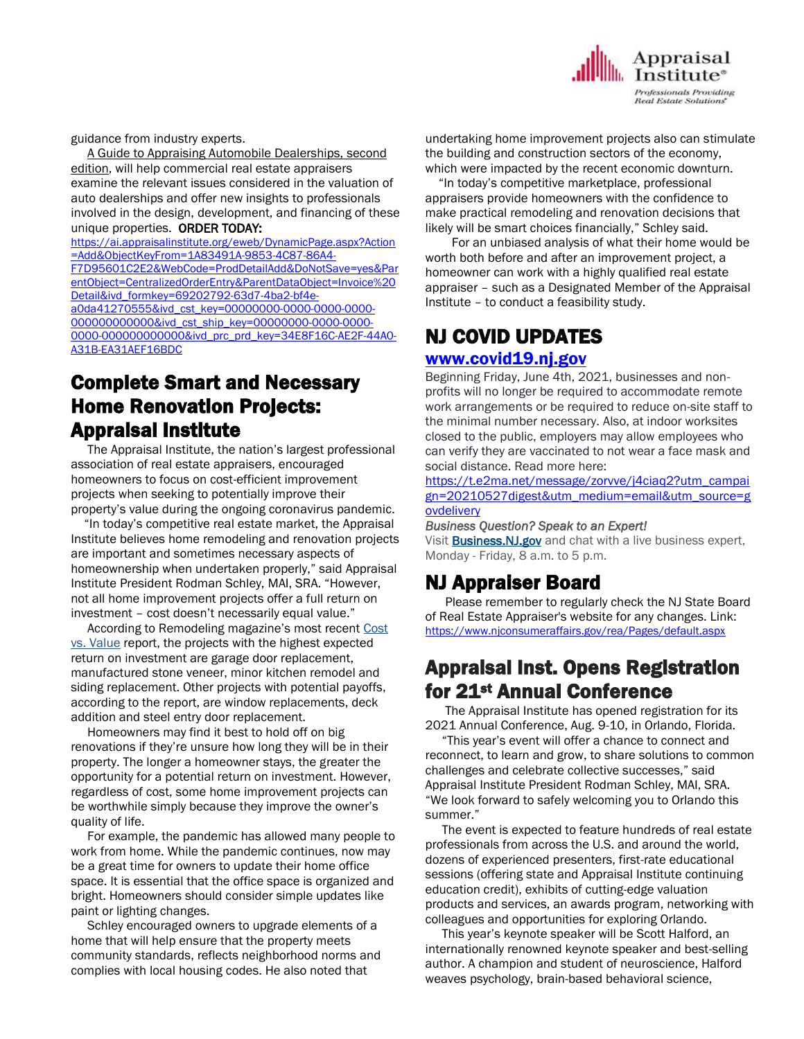guidance from industry experts.

A Guide to Appraising Automobile Dealerships, second edition, will help commercial real estate appraisers examine the relevant issues considered in the valuation of auto dealerships and offer new insights to professionals involved in the design, development, and financing of these unique properties. **ORDER TODAY:** https://ai.appraisalinstitute.org/eweb/DynamicPage.aspx?Action=Add&ObjectKeyFrom=1A83491A-9853-4C87-86A4-F7D95601C2E2&WebCode=ProdDetailAdd&DoNotSave=yes&ParentObject=CentralizedOrderEntry&ParentDataObject=Invoice%20Detail&ivd_formkey=69202792-63d7-4ba2-bf4e-a0da41270555&ivd_cst_key=00000000-0000-0000-0000-000000000000&ivd_cst_ship_key=00000000-0000-0000-0000-000000000000&ivd_prc_prd_key=34E8F16C-AE2F-44A0-A31B-EA31AEF16BDC

## Complete Smart and Necessary Home Renovation Projects: Appraisal Institute

The Appraisal Institute, the nation's largest professional association of real estate appraisers, encouraged homeowners to focus on cost-efficient improvement projects when seeking to potentially improve their property's value during the ongoing coronavirus pandemic.

"In today's competitive real estate market, the Appraisal Institute believes home remodeling and renovation projects are important and sometimes necessary aspects of homeownership when undertaken properly," said Appraisal Institute President Rodman Schley, MAI, SRA. "However, not all home improvement projects offer a full return on investment – cost doesn't necessarily equal value."

According to Remodeling magazine's most recent Cost vs. Value report, the projects with the highest expected return on investment are garage door replacement, manufactured stone veneer, minor kitchen remodel and siding replacement. Other projects with potential payoffs, according to the report, are window replacements, deck addition and steel entry door replacement.

Homeowners may find it best to hold off on big renovations if they're unsure how long they will be in their property. The longer a homeowner stays, the greater the opportunity for a potential return on investment. However, regardless of cost, some home improvement projects can be worthwhile simply because they improve the owner's quality of life.

For example, the pandemic has allowed many people to work from home. While the pandemic continues, now may be a great time for owners to update their home office space. It is essential that the office space is organized and bright. Homeowners should consider simple updates like paint or lighting changes.

Schley encouraged owners to upgrade elements of a home that will help ensure that the property meets community standards, reflects neighborhood norms and complies with local housing codes. He also noted that undertaking home improvement projects also can stimulate the building and construction sectors of the economy, which were impacted by the recent economic downturn.

"In today's competitive marketplace, professional appraisers provide homeowners with the confidence to make practical remodeling and renovation decisions that likely will be smart choices financially," Schley said.

For an unbiased analysis of what their home would be worth both before and after an improvement project, a homeowner can work with a highly qualified real estate appraiser – such as a Designated Member of the Appraisal Institute – to conduct a feasibility study.

## NJ COVID UPDATES

### www.covid19.nj.gov

Beginning Friday, June 4th, 2021, businesses and non-profits will no longer be required to accommodate remote work arrangements or be required to reduce on-site staff to the minimal number necessary. Also, at indoor worksites closed to the public, employers may allow employees who can verify they are vaccinated to not wear a face mask and social distance. Read more here: https://t.e2ma.net/message/zorvve/j4ciaq2?utm_campaign=20210527digest&utm_medium=email&utm_source=govdelivery

*Business Question? Speak to an Expert!*

Visit **Business.NJ.gov** and chat with a live business expert, Monday - Friday, 8 a.m. to 5 p.m.

## NJ Appraiser Board

Please remember to regularly check the NJ State Board of Real Estate Appraiser's website for any changes. Link: https://www.njconsumeraffairs.gov/rea/Pages/default.aspx

## Appraisal Inst. Opens Registration for 21st Annual Conference

The Appraisal Institute has opened registration for its 2021 Annual Conference, Aug. 9-10, in Orlando, Florida.

"This year's event will offer a chance to connect and reconnect, to learn and grow, to share solutions to common challenges and celebrate collective successes," said Appraisal Institute President Rodman Schley, MAI, SRA. "We look forward to safely welcoming you to Orlando this summer."

The event is expected to feature hundreds of real estate professionals from across the U.S. and around the world, dozens of experienced presenters, first-rate educational sessions (offering state and Appraisal Institute continuing education credit), exhibits of cutting-edge valuation products and services, an awards program, networking with colleagues and opportunities for exploring Orlando.

This year's keynote speaker will be Scott Halford, an internationally renowned keynote speaker and best-selling author. A champion and student of neuroscience, Halford weaves psychology, brain-based behavioral science,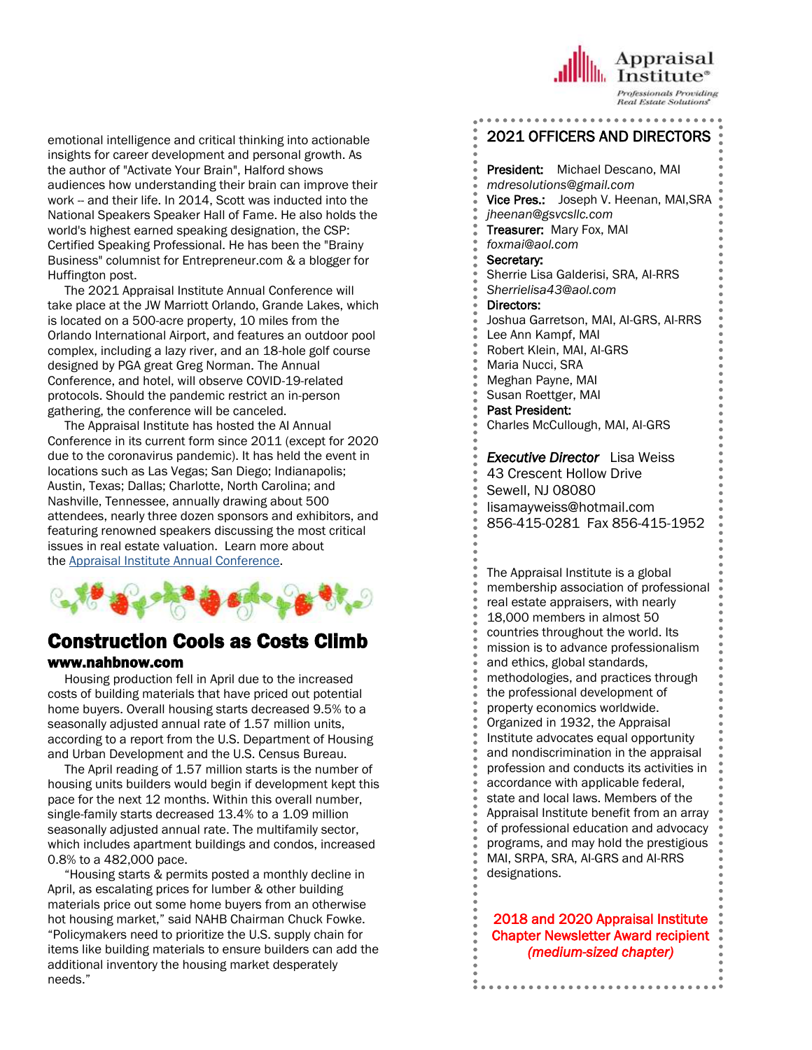emotional intelligence and critical thinking into actionable insights for career development and personal growth. As the author of "Activate Your Brain", Halford shows audiences how understanding their brain can improve their work -- and their life. In 2014, Scott was inducted into the National Speakers Speaker Hall of Fame. He also holds the world's highest earned speaking designation, the CSP: Certified Speaking Professional. He has been the "Brainy Business" columnist for Entrepreneur.com & a blogger for Huffington post.

The 2021 Appraisal Institute Annual Conference will take place at the JW Marriott Orlando, Grande Lakes, which is located on a 500-acre property, 10 miles from the Orlando International Airport, and features an outdoor pool complex, including a lazy river, and an 18-hole golf course designed by PGA great Greg Norman. The Annual Conference, and hotel, will observe COVID-19-related protocols. Should the pandemic restrict an in-person gathering, the conference will be canceled.

The Appraisal Institute has hosted the AI Annual Conference in its current form since 2011 (except for 2020 due to the coronavirus pandemic). It has held the event in locations such as Las Vegas; San Diego; Indianapolis; Austin, Texas; Dallas; Charlotte, North Carolina; and Nashville, Tennessee, annually drawing about 500 attendees, nearly three dozen sponsors and exhibitors, and featuring renowned speakers discussing the most critical issues in real estate valuation. Learn more about the Appraisal Institute Annual Conference.

## Construction Cools as Costs Climb

**www.nahbnow.com**

Housing production fell in April due to the increased costs of building materials that have priced out potential home buyers. Overall housing starts decreased 9.5% to a seasonally adjusted annual rate of 1.57 million units, according to a report from the U.S. Department of Housing and Urban Development and the U.S. Census Bureau.

The April reading of 1.57 million starts is the number of housing units builders would begin if development kept this pace for the next 12 months. Within this overall number, single-family starts decreased 13.4% to a 1.09 million seasonally adjusted annual rate. The multifamily sector, which includes apartment buildings and condos, increased 0.8% to a 482,000 pace.

"Housing starts & permits posted a monthly decline in April, as escalating prices for lumber & other building materials price out some home buyers from an otherwise hot housing market," said NAHB Chairman Chuck Fowke. "Policymakers need to prioritize the U.S. supply chain for items like building materials to ensure builders can add the additional inventory the housing market desperately needs."

Appraisal Institute®
*Professionals Providing Real Estate Solutions*

## 2021 OFFICERS AND DIRECTORS

**President:** Michael Descano, MAI
*mdresolutions@gmail.com*

**Vice Pres.:** Joseph V. Heenan, MAI,SRA
*jheenan@gsvcsllc.com*

**Treasurer:** Mary Fox, MAI
*foxmai@aol.com*

**Secretary:**
Sherrie Lisa Galderisi, SRA, AI-RRS
*Sherrielisa43@aol.com*

**Directors:**
Joshua Garretson, MAI, AI-GRS, AI-RRS
Lee Ann Kampf, MAI
Robert Klein, MAI, AI-GRS
Maria Nucci, SRA
Meghan Payne, MAI
Susan Roettger, MAI

**Past President:**
Charles McCullough, MAI, AI-GRS

***Executive Director*** Lisa Weiss
43 Crescent Hollow Drive
Sewell, NJ 08080
lisamayweiss@hotmail.com
856-415-0281 Fax 856-415-1952

The Appraisal Institute is a global membership association of professional real estate appraisers, with nearly 18,000 members in almost 50 countries throughout the world. Its mission is to advance professionalism and ethics, global standards, methodologies, and practices through the professional development of property economics worldwide. Organized in 1932, the Appraisal Institute advocates equal opportunity and nondiscrimination in the appraisal profession and conducts its activities in accordance with applicable federal, state and local laws. Members of the Appraisal Institute benefit from an array of professional education and advocacy programs, and may hold the prestigious MAI, SRPA, SRA, AI-GRS and AI-RRS designations.

2018 and 2020 Appraisal Institute Chapter Newsletter Award recipient *(medium-sized chapter)*